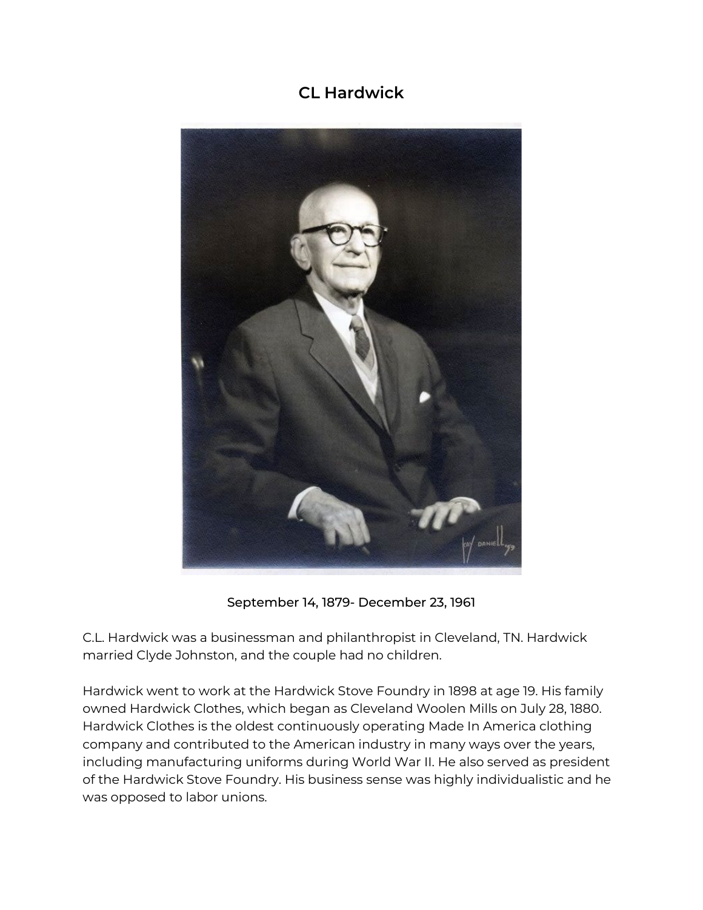# CL Hardwick

September 14, 1879- December 23, 1961

C.L. Hardwick was a businessman and philanthropist in Cleveland, TN. Hardwick married Clyde Johnston, and the couple had no children.

Hardwick went to work at the Hardwick Stove Foundry in 1898 at age 19. His family owned Hardwick Clothes, which began as Cleveland Woolen Mills on July 28, 1880. Hardwick Clothes is the oldest continuously operating Made In America clothing company and contributed to the American industry in many ways over the years, including manufacturing uniforms during World War II. He also served as president of the Hardwick Stove Foundry. His business sense was highly individualistic and he was opposed to labor unions.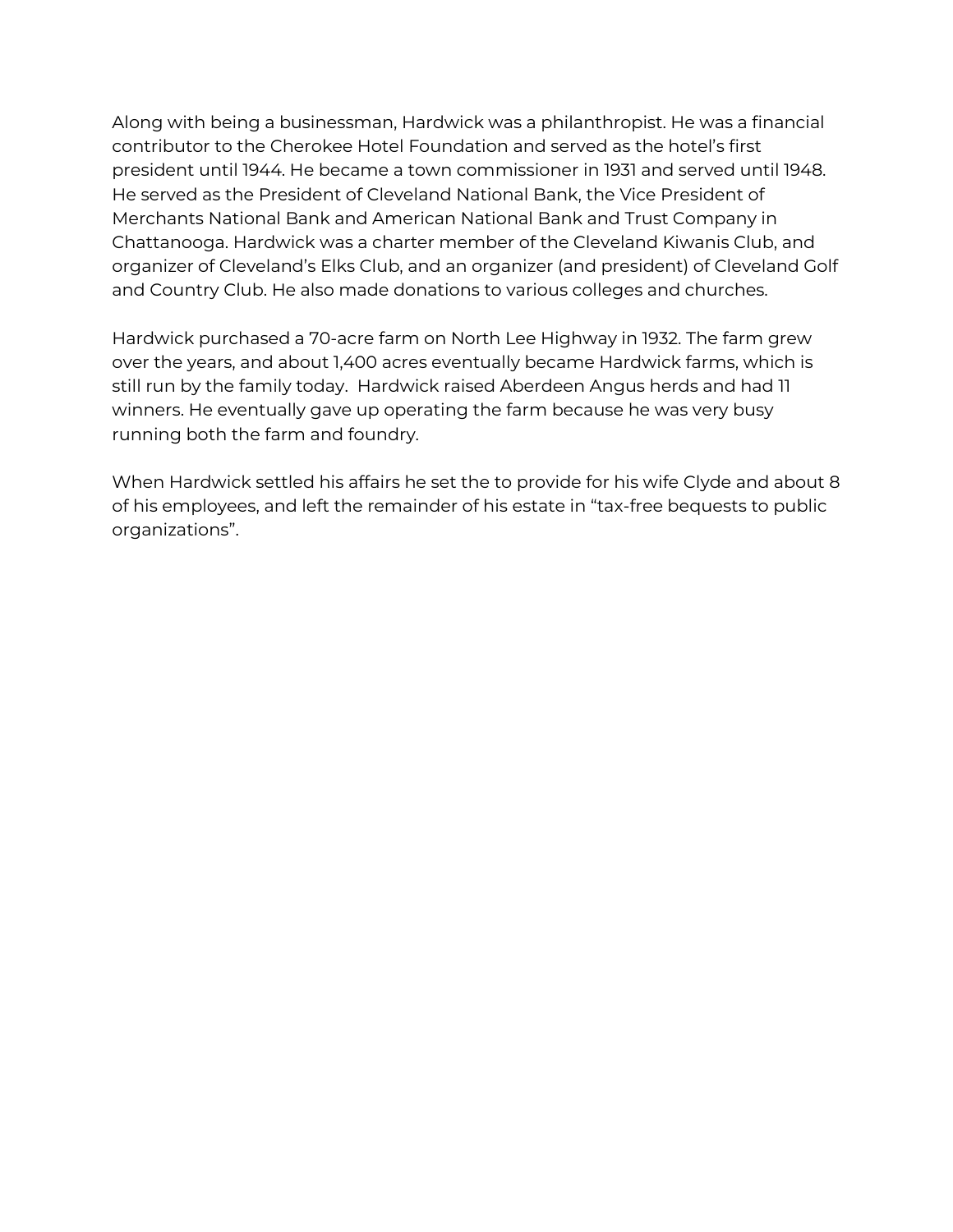Along with being a businessman, Hardwick was a philanthropist. He was a financial contributor to the Cherokee Hotel Foundation and served as the hotel's first president until 1944. He became a town commissioner in 1931 and served until 1948. He served as the President of Cleveland National Bank, the Vice President of Merchants National Bank and American National Bank and Trust Company in Chattanooga. Hardwick was a charter member of the Cleveland Kiwanis Club, and organizer of Cleveland's Elks Club, and an organizer (and president) of Cleveland Golf and Country Club. He also made donations to various colleges and churches.

Hardwick purchased a 70-acre farm on North Lee Highway in 1932. The farm grew over the years, and about 1,400 acres eventually became Hardwick farms, which is still run by the family today.  Hardwick raised Aberdeen Angus herds and had 11 winners. He eventually gave up operating the farm because he was very busy running both the farm and foundry.

When Hardwick settled his affairs he set the to provide for his wife Clyde and about 8 of his employees, and left the remainder of his estate in "tax-free bequests to public organizations".